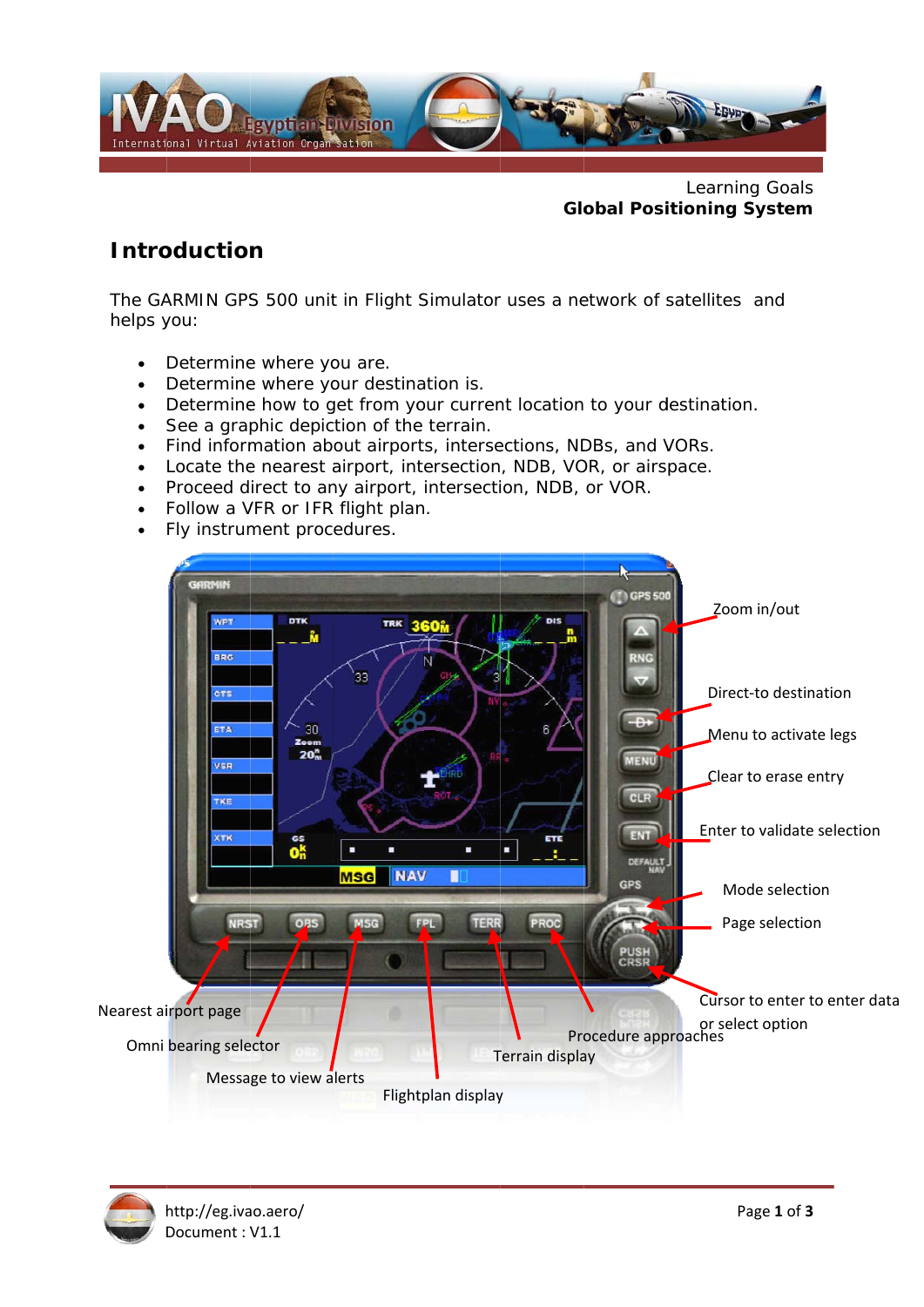Learning Goals
**Global Positioning System**

## Introduction

The GARMIN GPS 500 unit in Flight Simulator uses a network of satellites and helps you:

- Determine where you are.
- Determine where your destination is.
- Determine how to get from your current location to your destination.
- See a graphic depiction of the terrain.
- Find information about airports, intersections, NDBs, and VORs.
- Locate the nearest airport, intersection, NDB, VOR, or airspace.
- Proceed direct to any airport, intersection, NDB, or VOR.
- Follow a VFR or IFR flight plan.
- Fly instrument procedures.

Zoom in/out

Direct-to destination

Menu to activate legs

Clear to erase entry

Enter to validate selection

Mode selection

Page selection

Cursor to enter to enter data or select option

Nearest airport page

Omni bearing selector

Message to view alerts

Flightplan display

Terrain display

Procedure approaches

http://eg.ivao.aero/
Document : V1.1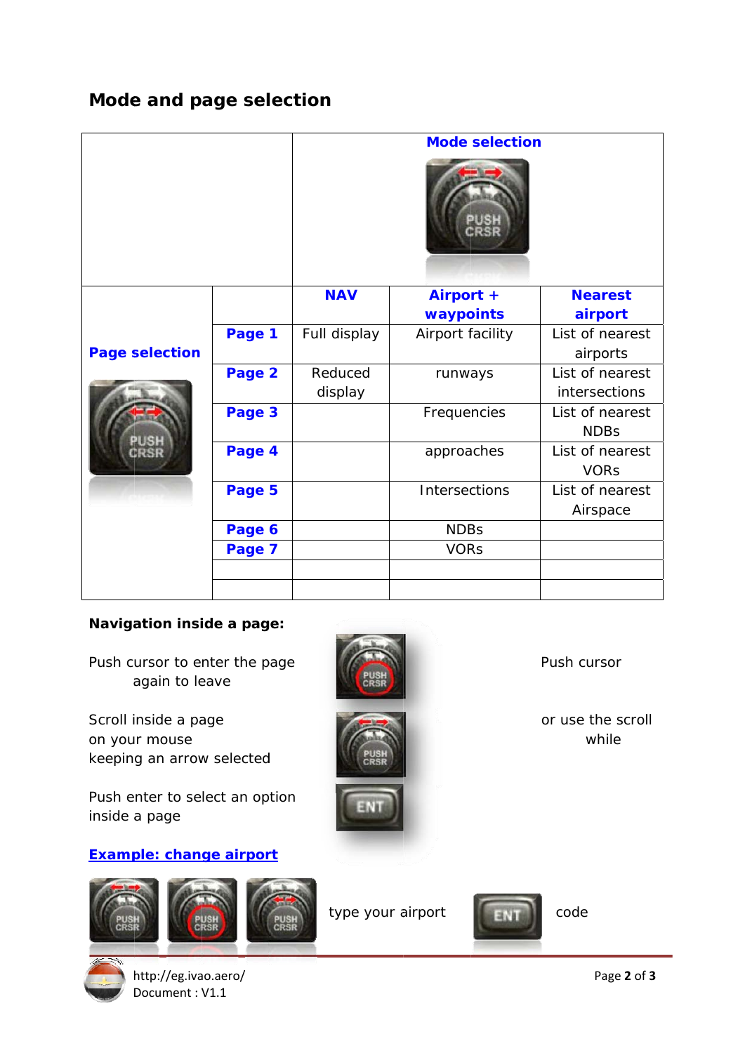## Mode and page selection

| | | Mode selection | | |
|---|---|---|---|---|
| Page selection | | **NAV** | **Airport + waypoints** | **Nearest airport** |
| | **Page 1** | Full display | Airport facility | List of nearest airports |
| | **Page 2** | Reduced display | runways | List of nearest intersections |
| | **Page 3** | | Frequencies | List of nearest NDBs |
| | **Page 4** | | approaches | List of nearest VORs |
| | **Page 5** | | Intersections | List of nearest Airspace |
| | **Page 6** | | NDBs | |
| | **Page 7** | | VORs | |
| | | | | |
| | | | | |

**Navigation inside a page:**

Push cursor to enter the page again to leave — Push cursor

Scroll inside a page on your mouse keeping an arrow selected — or use the scroll while

Push enter to select an option inside a page

**Example: change airport**

type your airport code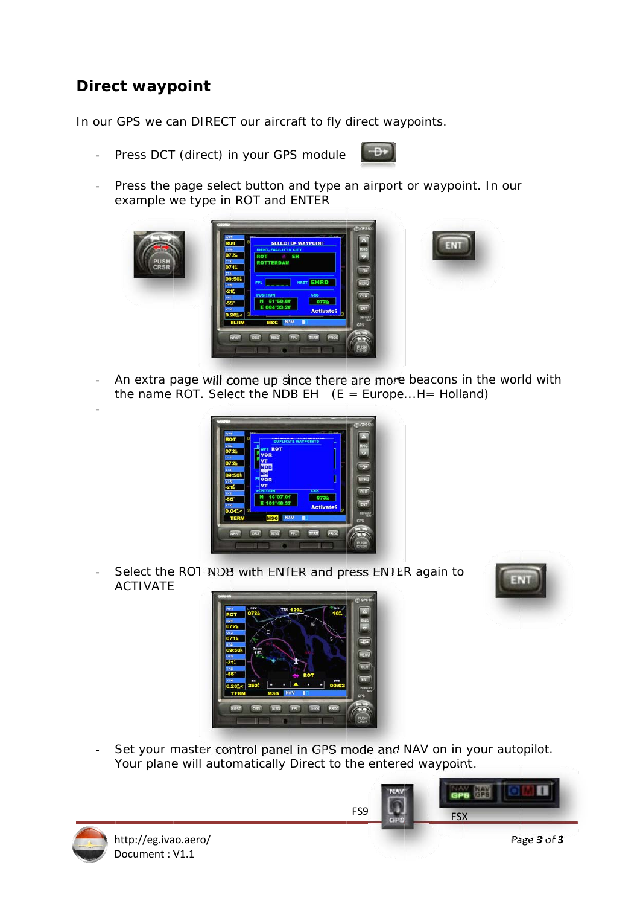## Direct waypoint

In our GPS we can DIRECT our aircraft to fly direct waypoints.

- Press DCT (direct) in your GPS module
- Press the page select button and type an airport or waypoint. In our example we type in ROT and ENTER
- An extra page will come up since there are more beacons in the world with the name ROT. Select the NDB EH (E = Europe...H= Holland)
- 
- Select the ROT NDB with ENTER and press ENTER again to ACTIVATE
- Set your master control panel in GPS mode and NAV on in your autopilot. Your plane will automatically Direct to the entered waypoint.

FS9

FSX

http://eg.ivao.aero/
Document : V1.1